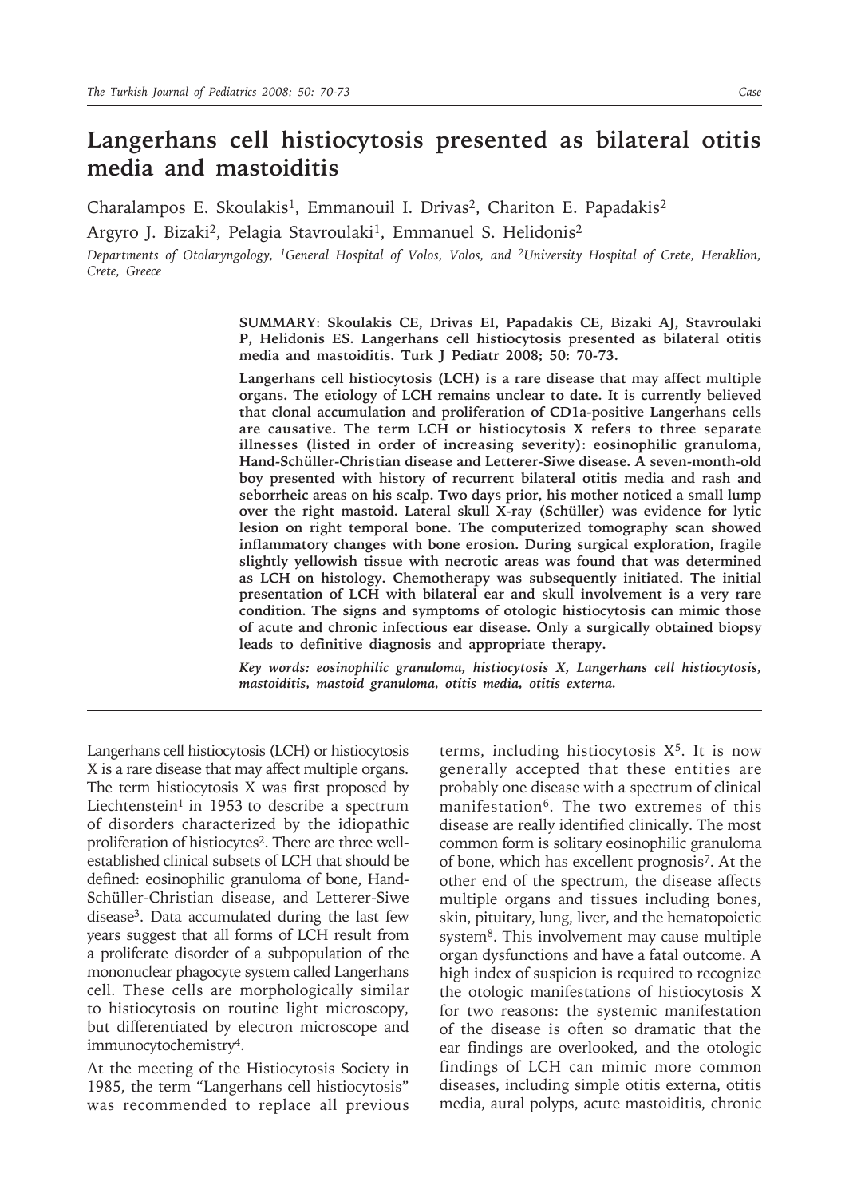# Langerhans cell histiocytosis presented as bilateral otitis media and mastoiditis

Charalampos E. Skoulakis[1], Emmanouil I. Drivas[2], Chariton E. Papadakis[2]

Argyro J. Bizaki[2], Pelagia Stavroulaki[1], Emmanuel S. Helidonis[2]

*Departments of Otolaryngology, [1]General Hospital of Volos, Volos, and [2]University Hospital of Crete, Heraklion, Crete, Greece*

**SUMMARY: Skoulakis CE, Drivas EI, Papadakis CE, Bizaki AJ, Stavroulaki P, Helidonis ES. Langerhans cell histiocytosis presented as bilateral otitis media and mastoiditis. Turk J Pediatr 2008; 50: 70-73.**

**Langerhans cell histiocytosis (LCH) is a rare disease that may affect multiple organs. The etiology of LCH remains unclear to date. It is currently believed that clonal accumulation and proliferation of CD1a-positive Langerhans cells are causative. The term LCH or histiocytosis X refers to three separate illnesses (listed in order of increasing severity): eosinophilic granuloma, Hand-Schüller-Christian disease and Letterer-Siwe disease. A seven-month-old boy presented with history of recurrent bilateral otitis media and rash and seborrheic areas on his scalp. Two days prior, his mother noticed a small lump over the right mastoid. Lateral skull X-ray (Schüller) was evidence for lytic lesion on right temporal bone. The computerized tomography scan showed inflammatory changes with bone erosion. During surgical exploration, fragile slightly yellowish tissue with necrotic areas was found that was determined as LCH on histology. Chemotherapy was subsequently initiated. The initial presentation of LCH with bilateral ear and skull involvement is a very rare condition. The signs and symptoms of otologic histiocytosis can mimic those of acute and chronic infectious ear disease. Only a surgically obtained biopsy leads to definitive diagnosis and appropriate therapy.**

***Key words: eosinophilic granuloma, histiocytosis X, Langerhans cell histiocytosis, mastoiditis, mastoid granuloma, otitis media, otitis externa.***

---

Langerhans cell histiocytosis (LCH) or histiocytosis X is a rare disease that may affect multiple organs. The term histiocytosis X was first proposed by Liechtenstein[1] in 1953 to describe a spectrum of disorders characterized by the idiopathic proliferation of histiocytes[2]. There are three well-established clinical subsets of LCH that should be defined: eosinophilic granuloma of bone, Hand-Schüller-Christian disease, and Letterer-Siwe disease[3]. Data accumulated during the last few years suggest that all forms of LCH result from a proliferate disorder of a subpopulation of the mononuclear phagocyte system called Langerhans cell. These cells are morphologically similar to histiocytosis on routine light microscopy, but differentiated by electron microscope and immunocytochemistry[4].

At the meeting of the Histiocytosis Society in 1985, the term "Langerhans cell histiocytosis" was recommended to replace all previous terms, including histiocytosis X[5]. It is now generally accepted that these entities are probably one disease with a spectrum of clinical manifestation[6]. The two extremes of this disease are really identified clinically. The most common form is solitary eosinophilic granuloma of bone, which has excellent prognosis[7]. At the other end of the spectrum, the disease affects multiple organs and tissues including bones, skin, pituitary, lung, liver, and the hematopoietic system[8]. This involvement may cause multiple organ dysfunctions and have a fatal outcome. A high index of suspicion is required to recognize the otologic manifestations of histiocytosis X for two reasons: the systemic manifestation of the disease is often so dramatic that the ear findings are overlooked, and the otologic findings of LCH can mimic more common diseases, including simple otitis externa, otitis media, aural polyps, acute mastoiditis, chronic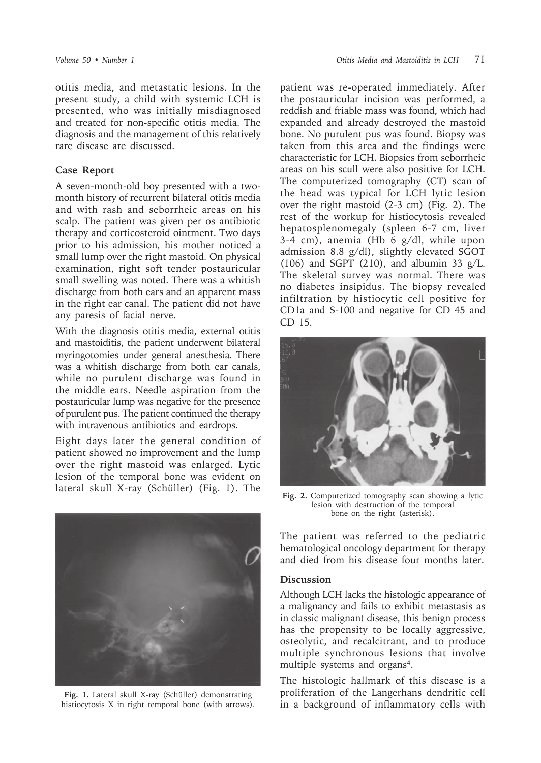otitis media, and metastatic lesions. In the present study, a child with systemic LCH is presented, who was initially misdiagnosed and treated for non-specific otitis media. The diagnosis and the management of this relatively rare disease are discussed.

## Case Report

A seven-month-old boy presented with a two-month history of recurrent bilateral otitis media and with rash and seborrheic areas on his scalp. The patient was given per os antibiotic therapy and corticosteroid ointment. Two days prior to his admission, his mother noticed a small lump over the right mastoid. On physical examination, right soft tender postauricular small swelling was noted. There was a whitish discharge from both ears and an apparent mass in the right ear canal. The patient did not have any paresis of facial nerve.

With the diagnosis otitis media, external otitis and mastoiditis, the patient underwent bilateral myringotomies under general anesthesia. There was a whitish discharge from both ear canals, while no purulent discharge was found in the middle ears. Needle aspiration from the postauricular lump was negative for the presence of purulent pus. The patient continued the therapy with intravenous antibiotics and eardrops.

Eight days later the general condition of patient showed no improvement and the lump over the right mastoid was enlarged. Lytic lesion of the temporal bone was evident on lateral skull X-ray (Schüller) (Fig. 1). The patient was re-operated immediately. After the postauricular incision was performed, a reddish and friable mass was found, which had expanded and already destroyed the mastoid bone. No purulent pus was found. Biopsy was taken from this area and the findings were characteristic for LCH. Biopsies from seborrheic areas on his scull were also positive for LCH. The computerized tomography (CT) scan of the head was typical for LCH lytic lesion over the right mastoid (2-3 cm) (Fig. 2). The rest of the workup for histiocytosis revealed hepatosplenomegaly (spleen 6-7 cm, liver 3-4 cm), anemia (Hb 6 g/dl, while upon admission 8.8 g/dl), slightly elevated SGOT (106) and SGPT (210), and albumin 33 g/L. The skeletal survey was normal. There was no diabetes insipidus. The biopsy revealed infiltration by histiocytic cell positive for CD1a and S-100 and negative for CD 45 and CD 15.

Fig. 1. Lateral skull X-ray (Schüller) demonstrating histiocytosis X in right temporal bone (with arrows).

Fig. 2. Computerized tomography scan showing a lytic lesion with destruction of the temporal bone on the right (asterisk).

The patient was referred to the pediatric hematological oncology department for therapy and died from his disease four months later.

## Discussion

Although LCH lacks the histologic appearance of a malignancy and fails to exhibit metastasis as in classic malignant disease, this benign process has the propensity to be locally aggressive, osteolytic, and recalcitrant, and to produce multiple synchronous lesions that involve multiple systems and organs[4].

The histologic hallmark of this disease is a proliferation of the Langerhans dendritic cell in a background of inflammatory cells with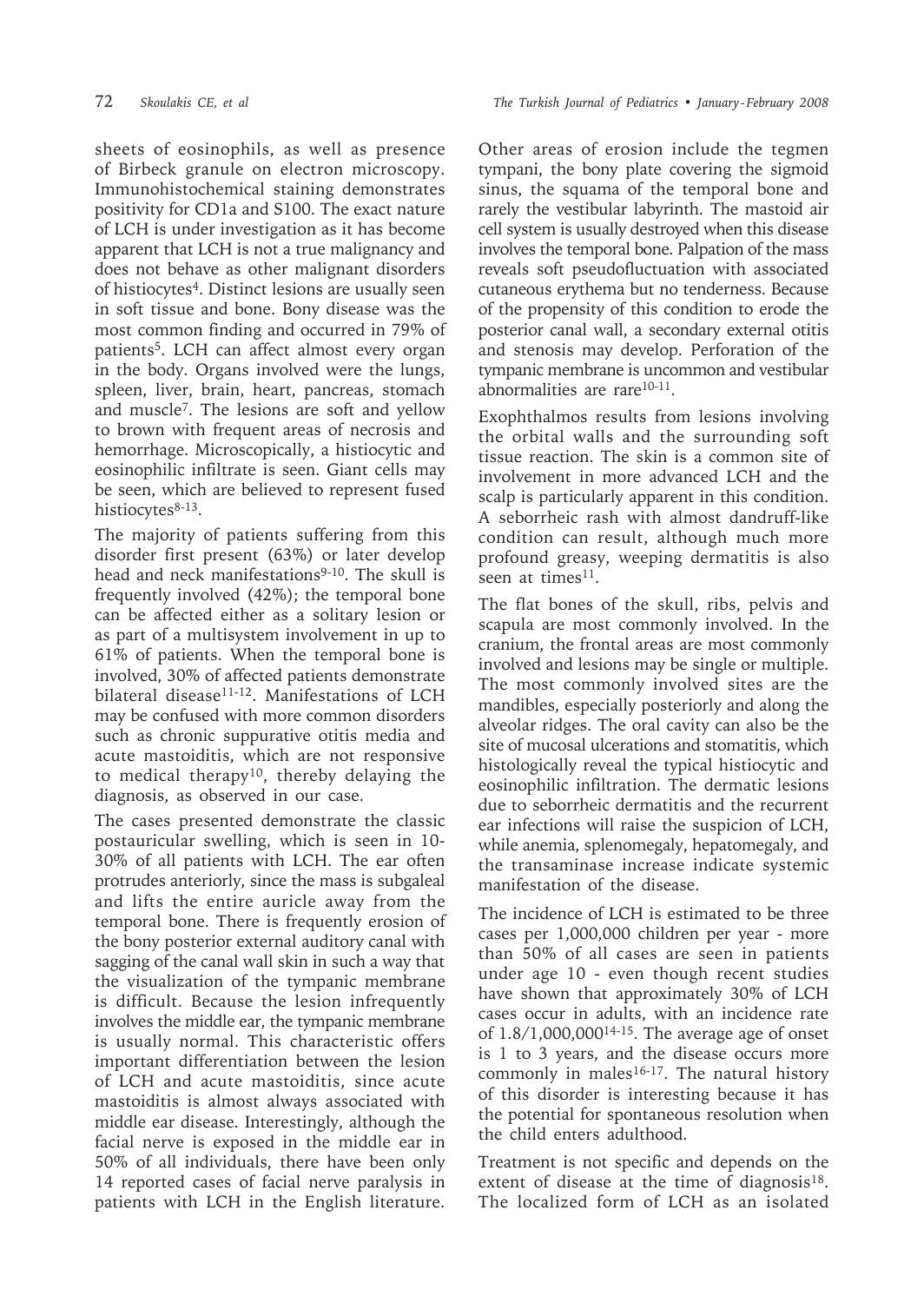sheets of eosinophils, as well as presence of Birbeck granule on electron microscopy. Immunohistochemical staining demonstrates positivity for CD1a and S100. The exact nature of LCH is under investigation as it has become apparent that LCH is not a true malignancy and does not behave as other malignant disorders of histiocytes[4]. Distinct lesions are usually seen in soft tissue and bone. Bony disease was the most common finding and occurred in 79% of patients[5]. LCH can affect almost every organ in the body. Organs involved were the lungs, spleen, liver, brain, heart, pancreas, stomach and muscle[7]. The lesions are soft and yellow to brown with frequent areas of necrosis and hemorrhage. Microscopically, a histiocytic and eosinophilic infiltrate is seen. Giant cells may be seen, which are believed to represent fused histiocytes[8-13].

The majority of patients suffering from this disorder first present (63%) or later develop head and neck manifestations[9-10]. The skull is frequently involved (42%); the temporal bone can be affected either as a solitary lesion or as part of a multisystem involvement in up to 61% of patients. When the temporal bone is involved, 30% of affected patients demonstrate bilateral disease[11-12]. Manifestations of LCH may be confused with more common disorders such as chronic suppurative otitis media and acute mastoiditis, which are not responsive to medical therapy[10], thereby delaying the diagnosis, as observed in our case.

The cases presented demonstrate the classic postauricular swelling, which is seen in 10-30% of all patients with LCH. The ear often protrudes anteriorly, since the mass is subgaleal and lifts the entire auricle away from the temporal bone. There is frequently erosion of the bony posterior external auditory canal with sagging of the canal wall skin in such a way that the visualization of the tympanic membrane is difficult. Because the lesion infrequently involves the middle ear, the tympanic membrane is usually normal. This characteristic offers important differentiation between the lesion of LCH and acute mastoiditis, since acute mastoiditis is almost always associated with middle ear disease. Interestingly, although the facial nerve is exposed in the middle ear in 50% of all individuals, there have been only 14 reported cases of facial nerve paralysis in patients with LCH in the English literature. Other areas of erosion include the tegmen tympani, the bony plate covering the sigmoid sinus, the squama of the temporal bone and rarely the vestibular labyrinth. The mastoid air cell system is usually destroyed when this disease involves the temporal bone. Palpation of the mass reveals soft pseudofluctuation with associated cutaneous erythema but no tenderness. Because of the propensity of this condition to erode the posterior canal wall, a secondary external otitis and stenosis may develop. Perforation of the tympanic membrane is uncommon and vestibular abnormalities are rare[10-11].

Exophthalmos results from lesions involving the orbital walls and the surrounding soft tissue reaction. The skin is a common site of involvement in more advanced LCH and the scalp is particularly apparent in this condition. A seborrheic rash with almost dandruff-like condition can result, although much more profound greasy, weeping dermatitis is also seen at times[11].

The flat bones of the skull, ribs, pelvis and scapula are most commonly involved. In the cranium, the frontal areas are most commonly involved and lesions may be single or multiple. The most commonly involved sites are the mandibles, especially posteriorly and along the alveolar ridges. The oral cavity can also be the site of mucosal ulcerations and stomatitis, which histologically reveal the typical histiocytic and eosinophilic infiltration. The dermatic lesions due to seborrheic dermatitis and the recurrent ear infections will raise the suspicion of LCH, while anemia, splenomegaly, hepatomegaly, and the transaminase increase indicate systemic manifestation of the disease.

The incidence of LCH is estimated to be three cases per 1,000,000 children per year - more than 50% of all cases are seen in patients under age 10 - even though recent studies have shown that approximately 30% of LCH cases occur in adults, with an incidence rate of 1.8/1,000,000[14-15]. The average age of onset is 1 to 3 years, and the disease occurs more commonly in males[16-17]. The natural history of this disorder is interesting because it has the potential for spontaneous resolution when the child enters adulthood.

Treatment is not specific and depends on the extent of disease at the time of diagnosis[18]. The localized form of LCH as an isolated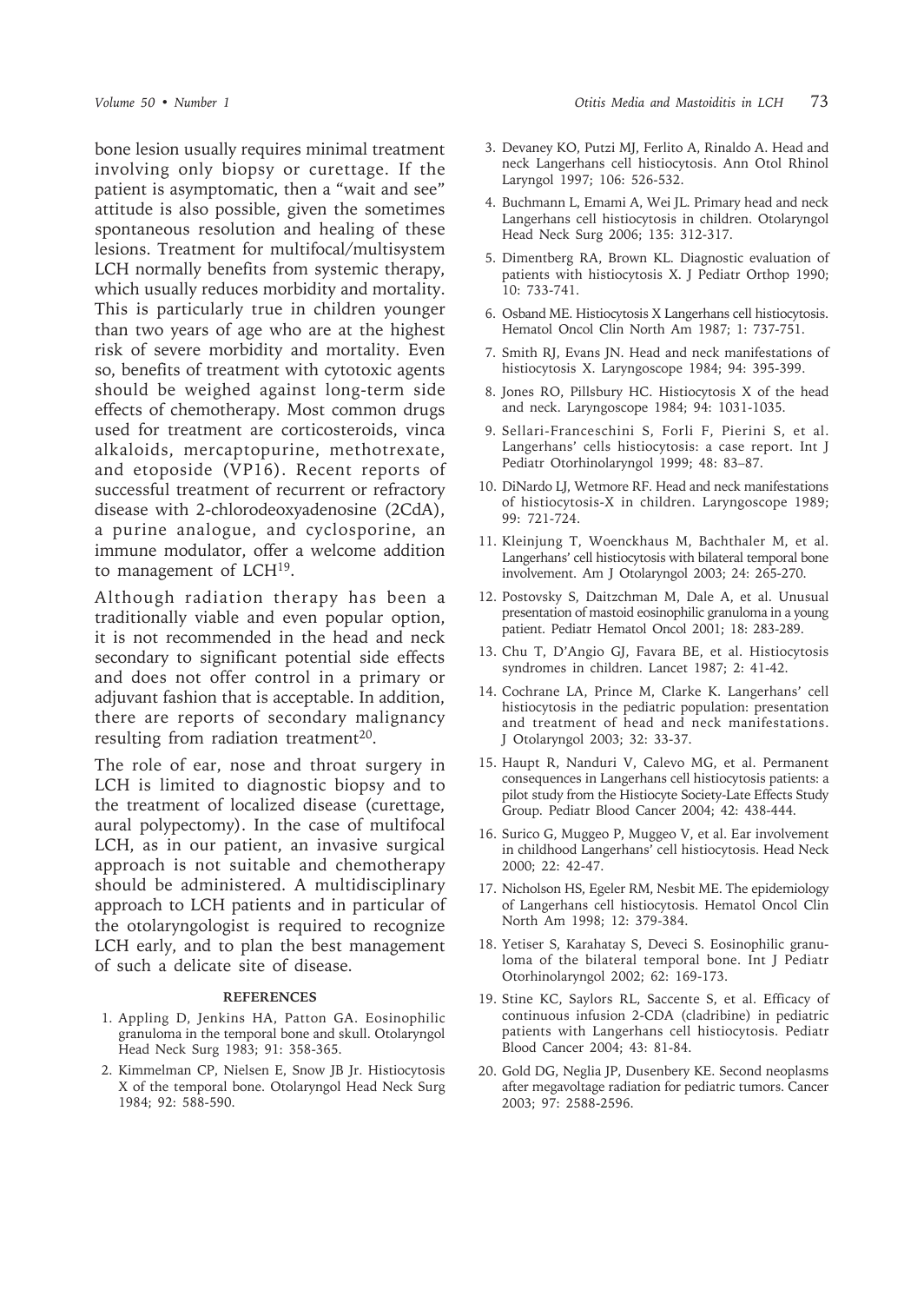bone lesion usually requires minimal treatment involving only biopsy or curettage. If the patient is asymptomatic, then a "wait and see" attitude is also possible, given the sometimes spontaneous resolution and healing of these lesions. Treatment for multifocal/multisystem LCH normally benefits from systemic therapy, which usually reduces morbidity and mortality. This is particularly true in children younger than two years of age who are at the highest risk of severe morbidity and mortality. Even so, benefits of treatment with cytotoxic agents should be weighed against long-term side effects of chemotherapy. Most common drugs used for treatment are corticosteroids, vinca alkaloids, mercaptopurine, methotrexate, and etoposide (VP16). Recent reports of successful treatment of recurrent or refractory disease with 2-chlorodeoxyadenosine (2CdA), a purine analogue, and cyclosporine, an immune modulator, offer a welcome addition to management of LCH[19].

Although radiation therapy has been a traditionally viable and even popular option, it is not recommended in the head and neck secondary to significant potential side effects and does not offer control in a primary or adjuvant fashion that is acceptable. In addition, there are reports of secondary malignancy resulting from radiation treatment[20].

The role of ear, nose and throat surgery in LCH is limited to diagnostic biopsy and to the treatment of localized disease (curettage, aural polypectomy). In the case of multifocal LCH, as in our patient, an invasive surgical approach is not suitable and chemotherapy should be administered. A multidisciplinary approach to LCH patients and in particular of the otolaryngologist is required to recognize LCH early, and to plan the best management of such a delicate site of disease.

## REFERENCES

1. Appling D, Jenkins HA, Patton GA. Eosinophilic granuloma in the temporal bone and skull. Otolaryngol Head Neck Surg 1983; 91: 358-365.
2. Kimmelman CP, Nielsen E, Snow JB Jr. Histiocytosis X of the temporal bone. Otolaryngol Head Neck Surg 1984; 92: 588-590.
3. Devaney KO, Putzi MJ, Ferlito A, Rinaldo A. Head and neck Langerhans cell histiocytosis. Ann Otol Rhinol Laryngol 1997; 106: 526-532.
4. Buchmann L, Emami A, Wei JL. Primary head and neck Langerhans cell histiocytosis in children. Otolaryngol Head Neck Surg 2006; 135: 312-317.
5. Dimentberg RA, Brown KL. Diagnostic evaluation of patients with histiocytosis X. J Pediatr Orthop 1990; 10: 733-741.
6. Osband ME. Histiocytosis X Langerhans cell histiocytosis. Hematol Oncol Clin North Am 1987; 1: 737-751.
7. Smith RJ, Evans JN. Head and neck manifestations of histiocytosis X. Laryngoscope 1984; 94: 395-399.
8. Jones RO, Pillsbury HC. Histiocytosis X of the head and neck. Laryngoscope 1984; 94: 1031-1035.
9. Sellari-Franceschini S, Forli F, Pierini S, et al. Langerhans' cells histiocytosis: a case report. Int J Pediatr Otorhinolaryngol 1999; 48: 83–87.
10. DiNardo LJ, Wetmore RF. Head and neck manifestations of histiocytosis-X in children. Laryngoscope 1989; 99: 721-724.
11. Kleinjung T, Woenckhaus M, Bachthaler M, et al. Langerhans' cell histiocytosis with bilateral temporal bone involvement. Am J Otolaryngol 2003; 24: 265-270.
12. Postovsky S, Daitzchman M, Dale A, et al. Unusual presentation of mastoid eosinophilic granuloma in a young patient. Pediatr Hematol Oncol 2001; 18: 283-289.
13. Chu T, D'Angio GJ, Favara BE, et al. Histiocytosis syndromes in children. Lancet 1987; 2: 41-42.
14. Cochrane LA, Prince M, Clarke K. Langerhans' cell histiocytosis in the pediatric population: presentation and treatment of head and neck manifestations. J Otolaryngol 2003; 32: 33-37.
15. Haupt R, Nanduri V, Calevo MG, et al. Permanent consequences in Langerhans cell histiocytosis patients: a pilot study from the Histiocyte Society-Late Effects Study Group. Pediatr Blood Cancer 2004; 42: 438-444.
16. Surico G, Muggeo P, Muggeo V, et al. Ear involvement in childhood Langerhans' cell histiocytosis. Head Neck 2000; 22: 42-47.
17. Nicholson HS, Egeler RM, Nesbit ME. The epidemiology of Langerhans cell histiocytosis. Hematol Oncol Clin North Am 1998; 12: 379-384.
18. Yetiser S, Karahatay S, Deveci S. Eosinophilic granuloma of the bilateral temporal bone. Int J Pediatr Otorhinolaryngol 2002; 62: 169-173.
19. Stine KC, Saylors RL, Saccente S, et al. Efficacy of continuous infusion 2-CDA (cladribine) in pediatric patients with Langerhans cell histiocytosis. Pediatr Blood Cancer 2004; 43: 81-84.
20. Gold DG, Neglia JP, Dusenbery KE. Second neoplasms after megavoltage radiation for pediatric tumors. Cancer 2003; 97: 2588-2596.